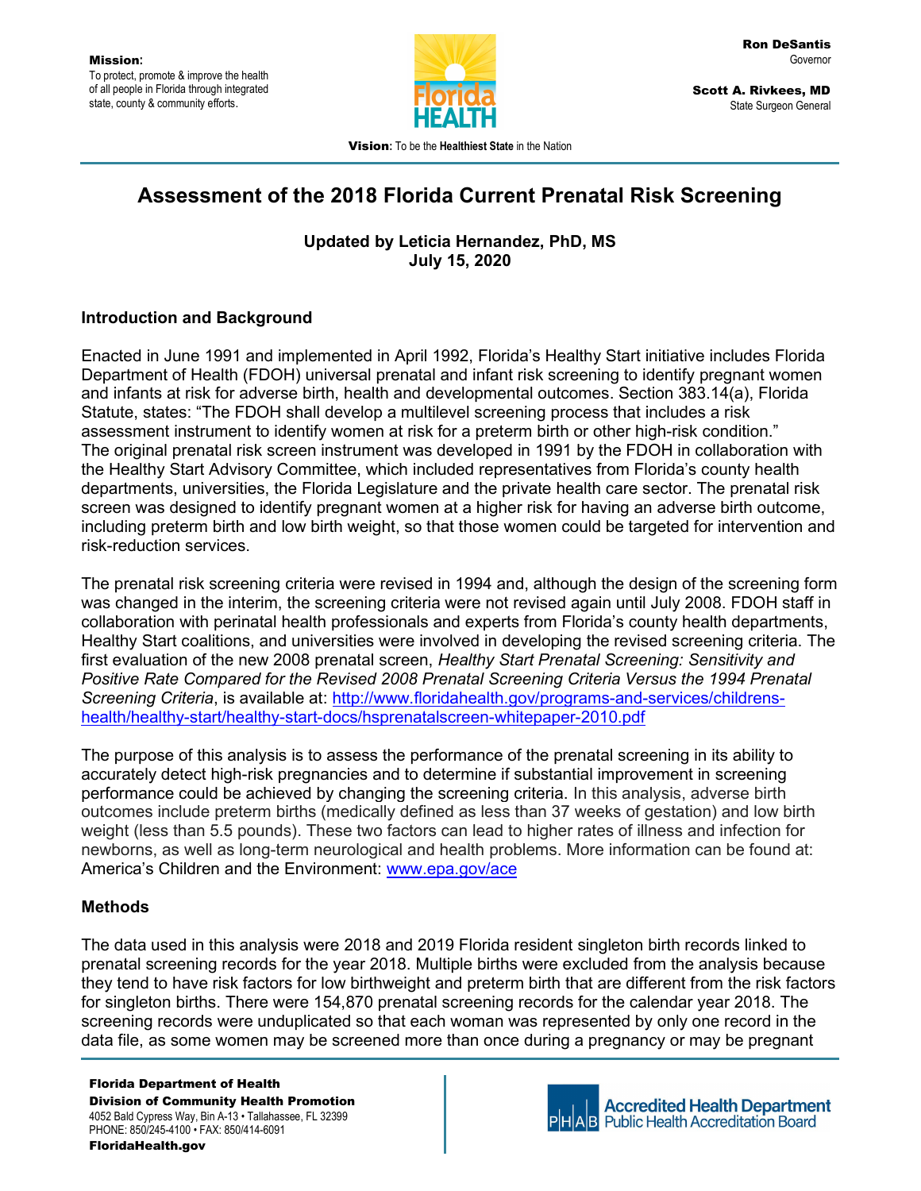Mission: To protect, promote & improve the health of all people in Florida through integrated state, county & community efforts.

Ron DeSantis
Governor

Scott A. Rivkees, MD
State Surgeon General

Vision: To be the Healthiest State in the Nation

# Assessment of the 2018 Florida Current Prenatal Risk Screening

**Updated by Leticia Hernandez, PhD, MS**
**July 15, 2020**

## Introduction and Background

Enacted in June 1991 and implemented in April 1992, Florida's Healthy Start initiative includes Florida Department of Health (FDOH) universal prenatal and infant risk screening to identify pregnant women and infants at risk for adverse birth, health and developmental outcomes. Section 383.14(a), Florida Statute, states: "The FDOH shall develop a multilevel screening process that includes a risk assessment instrument to identify women at risk for a preterm birth or other high-risk condition." The original prenatal risk screen instrument was developed in 1991 by the FDOH in collaboration with the Healthy Start Advisory Committee, which included representatives from Florida's county health departments, universities, the Florida Legislature and the private health care sector. The prenatal risk screen was designed to identify pregnant women at a higher risk for having an adverse birth outcome, including preterm birth and low birth weight, so that those women could be targeted for intervention and risk-reduction services.

The prenatal risk screening criteria were revised in 1994 and, although the design of the screening form was changed in the interim, the screening criteria were not revised again until July 2008. FDOH staff in collaboration with perinatal health professionals and experts from Florida's county health departments, Healthy Start coalitions, and universities were involved in developing the revised screening criteria. The first evaluation of the new 2008 prenatal screen, *Healthy Start Prenatal Screening: Sensitivity and Positive Rate Compared for the Revised 2008 Prenatal Screening Criteria Versus the 1994 Prenatal Screening Criteria*, is available at: http://www.floridahealth.gov/programs-and-services/childrens-health/healthy-start/healthy-start-docs/hsprenatalscreen-whitepaper-2010.pdf

The purpose of this analysis is to assess the performance of the prenatal screening in its ability to accurately detect high-risk pregnancies and to determine if substantial improvement in screening performance could be achieved by changing the screening criteria. In this analysis, adverse birth outcomes include preterm births (medically defined as less than 37 weeks of gestation) and low birth weight (less than 5.5 pounds). These two factors can lead to higher rates of illness and infection for newborns, as well as long-term neurological and health problems. More information can be found at: America's Children and the Environment: www.epa.gov/ace

## Methods

The data used in this analysis were 2018 and 2019 Florida resident singleton birth records linked to prenatal screening records for the year 2018. Multiple births were excluded from the analysis because they tend to have risk factors for low birthweight and preterm birth that are different from the risk factors for singleton births. There were 154,870 prenatal screening records for the calendar year 2018. The screening records were unduplicated so that each woman was represented by only one record in the data file, as some women may be screened more than once during a pregnancy or may be pregnant

Florida Department of Health
Division of Community Health Promotion
4052 Bald Cypress Way, Bin A-13 • Tallahassee, FL 32399
PHONE: 850/245-4100 • FAX: 850/414-6091
FloridaHealth.gov

Accredited Health Department
Public Health Accreditation Board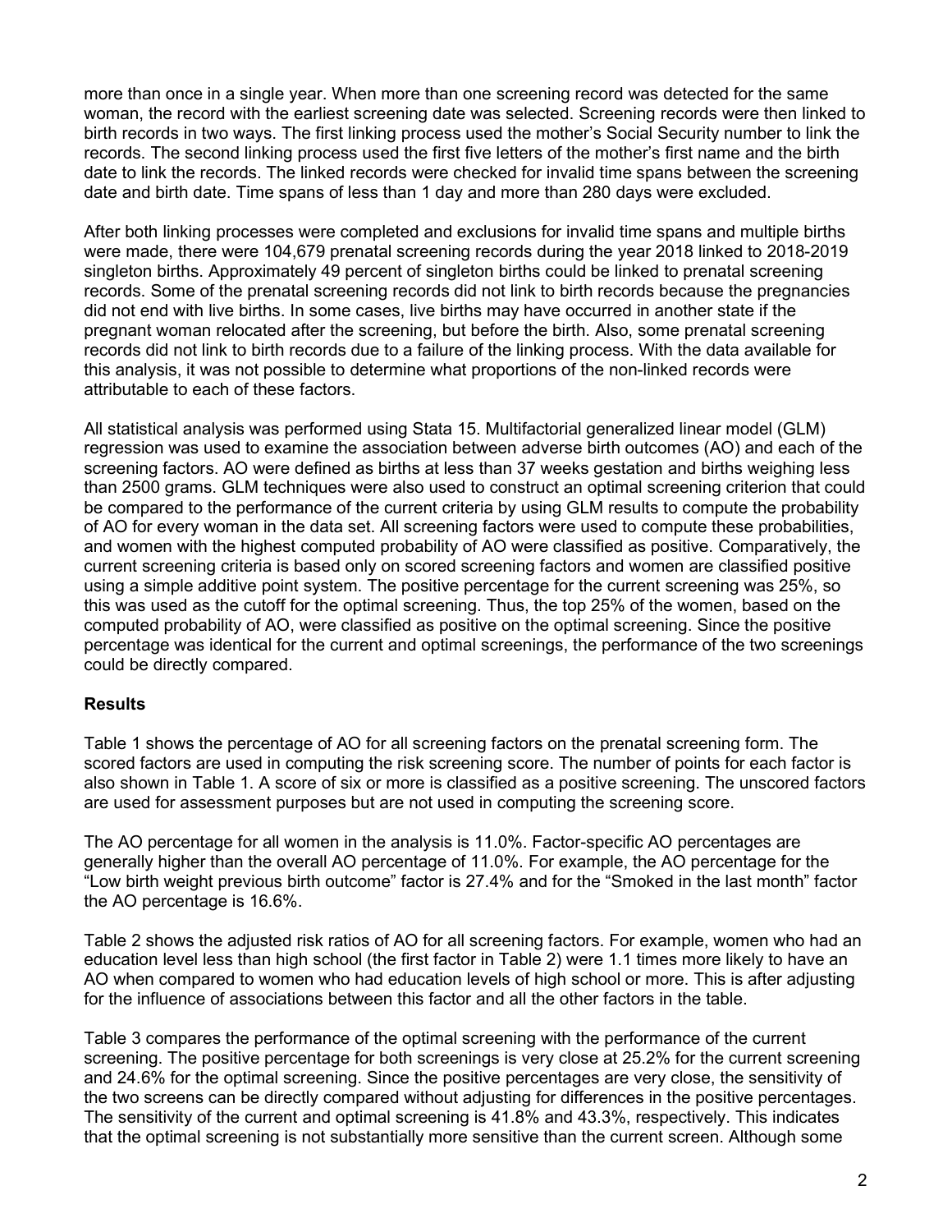more than once in a single year. When more than one screening record was detected for the same woman, the record with the earliest screening date was selected. Screening records were then linked to birth records in two ways. The first linking process used the mother's Social Security number to link the records. The second linking process used the first five letters of the mother's first name and the birth date to link the records. The linked records were checked for invalid time spans between the screening date and birth date. Time spans of less than 1 day and more than 280 days were excluded.

After both linking processes were completed and exclusions for invalid time spans and multiple births were made, there were 104,679 prenatal screening records during the year 2018 linked to 2018-2019 singleton births. Approximately 49 percent of singleton births could be linked to prenatal screening records. Some of the prenatal screening records did not link to birth records because the pregnancies did not end with live births. In some cases, live births may have occurred in another state if the pregnant woman relocated after the screening, but before the birth. Also, some prenatal screening records did not link to birth records due to a failure of the linking process. With the data available for this analysis, it was not possible to determine what proportions of the non-linked records were attributable to each of these factors.

All statistical analysis was performed using Stata 15. Multifactorial generalized linear model (GLM) regression was used to examine the association between adverse birth outcomes (AO) and each of the screening factors. AO were defined as births at less than 37 weeks gestation and births weighing less than 2500 grams. GLM techniques were also used to construct an optimal screening criterion that could be compared to the performance of the current criteria by using GLM results to compute the probability of AO for every woman in the data set. All screening factors were used to compute these probabilities, and women with the highest computed probability of AO were classified as positive. Comparatively, the current screening criteria is based only on scored screening factors and women are classified positive using a simple additive point system. The positive percentage for the current screening was 25%, so this was used as the cutoff for the optimal screening. Thus, the top 25% of the women, based on the computed probability of AO, were classified as positive on the optimal screening. Since the positive percentage was identical for the current and optimal screenings, the performance of the two screenings could be directly compared.

## Results

Table 1 shows the percentage of AO for all screening factors on the prenatal screening form. The scored factors are used in computing the risk screening score. The number of points for each factor is also shown in Table 1. A score of six or more is classified as a positive screening. The unscored factors are used for assessment purposes but are not used in computing the screening score.

The AO percentage for all women in the analysis is 11.0%. Factor-specific AO percentages are generally higher than the overall AO percentage of 11.0%. For example, the AO percentage for the "Low birth weight previous birth outcome" factor is 27.4% and for the "Smoked in the last month" factor the AO percentage is 16.6%.

Table 2 shows the adjusted risk ratios of AO for all screening factors. For example, women who had an education level less than high school (the first factor in Table 2) were 1.1 times more likely to have an AO when compared to women who had education levels of high school or more. This is after adjusting for the influence of associations between this factor and all the other factors in the table.

Table 3 compares the performance of the optimal screening with the performance of the current screening. The positive percentage for both screenings is very close at 25.2% for the current screening and 24.6% for the optimal screening. Since the positive percentages are very close, the sensitivity of the two screens can be directly compared without adjusting for differences in the positive percentages. The sensitivity of the current and optimal screening is 41.8% and 43.3%, respectively. This indicates that the optimal screening is not substantially more sensitive than the current screen. Although some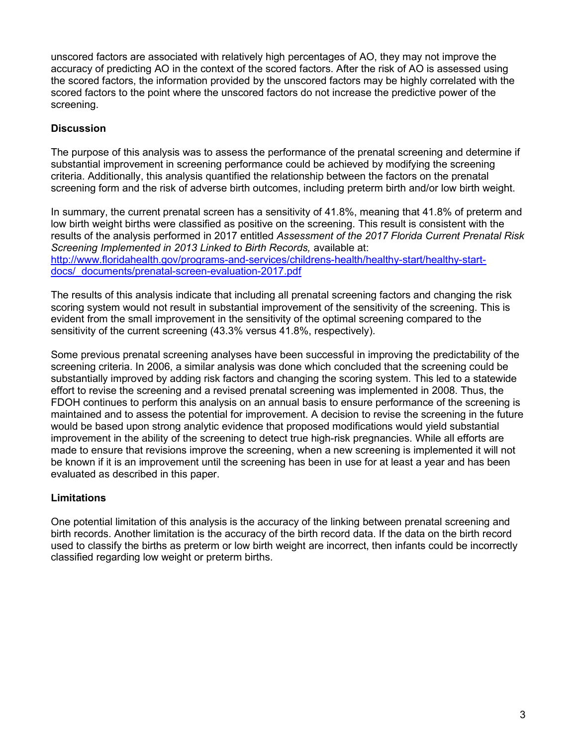unscored factors are associated with relatively high percentages of AO, they may not improve the accuracy of predicting AO in the context of the scored factors. After the risk of AO is assessed using the scored factors, the information provided by the unscored factors may be highly correlated with the scored factors to the point where the unscored factors do not increase the predictive power of the screening.

**Discussion**

The purpose of this analysis was to assess the performance of the prenatal screening and determine if substantial improvement in screening performance could be achieved by modifying the screening criteria. Additionally, this analysis quantified the relationship between the factors on the prenatal screening form and the risk of adverse birth outcomes, including preterm birth and/or low birth weight.

In summary, the current prenatal screen has a sensitivity of 41.8%, meaning that 41.8% of preterm and low birth weight births were classified as positive on the screening. This result is consistent with the results of the analysis performed in 2017 entitled *Assessment of the 2017 Florida Current Prenatal Risk Screening Implemented in 2013 Linked to Birth Records,* available at: [http://www.floridahealth.gov/programs-and-services/childrens-health/healthy-start/healthy-start-docs/_documents/prenatal-screen-evaluation-2017.pdf](http://www.floridahealth.gov/programs-and-services/childrens-health/healthy-start/healthy-start-docs/_documents/prenatal-screen-evaluation-2017.pdf)

The results of this analysis indicate that including all prenatal screening factors and changing the risk scoring system would not result in substantial improvement of the sensitivity of the screening. This is evident from the small improvement in the sensitivity of the optimal screening compared to the sensitivity of the current screening (43.3% versus 41.8%, respectively).

Some previous prenatal screening analyses have been successful in improving the predictability of the screening criteria. In 2006, a similar analysis was done which concluded that the screening could be substantially improved by adding risk factors and changing the scoring system. This led to a statewide effort to revise the screening and a revised prenatal screening was implemented in 2008. Thus, the FDOH continues to perform this analysis on an annual basis to ensure performance of the screening is maintained and to assess the potential for improvement. A decision to revise the screening in the future would be based upon strong analytic evidence that proposed modifications would yield substantial improvement in the ability of the screening to detect true high-risk pregnancies. While all efforts are made to ensure that revisions improve the screening, when a new screening is implemented it will not be known if it is an improvement until the screening has been in use for at least a year and has been evaluated as described in this paper.

**Limitations**

One potential limitation of this analysis is the accuracy of the linking between prenatal screening and birth records. Another limitation is the accuracy of the birth record data. If the data on the birth record used to classify the births as preterm or low birth weight are incorrect, then infants could be incorrectly classified regarding low weight or preterm births.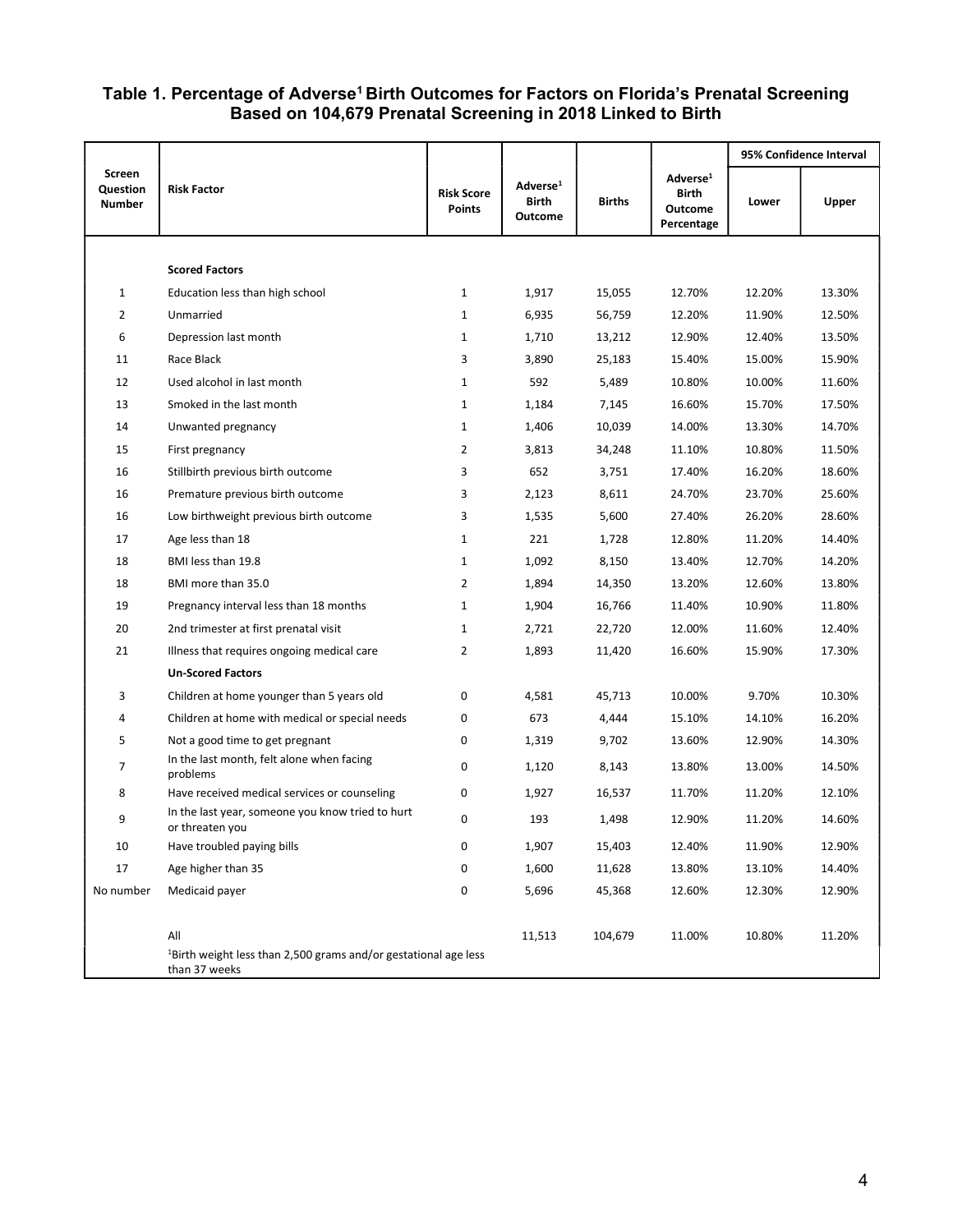### Table 1. Percentage of Adverse[1] Birth Outcomes for Factors on Florida's Prenatal Screening Based on 104,679 Prenatal Screening in 2018 Linked to Birth

| Screen Question Number | Risk Factor | Risk Score Points | Adverse[1] Birth Outcome | Births | Adverse[1] Birth Outcome Percentage | 95% Confidence Interval | |
|---|---|---|---|---|---|---|---|
| | | | | | | Lower | Upper |
| | **Scored Factors** | | | | | | |
| 1 | Education less than high school | 1 | 1,917 | 15,055 | 12.70% | 12.20% | 13.30% |
| 2 | Unmarried | 1 | 6,935 | 56,759 | 12.20% | 11.90% | 12.50% |
| 6 | Depression last month | 1 | 1,710 | 13,212 | 12.90% | 12.40% | 13.50% |
| 11 | Race Black | 3 | 3,890 | 25,183 | 15.40% | 15.00% | 15.90% |
| 12 | Used alcohol in last month | 1 | 592 | 5,489 | 10.80% | 10.00% | 11.60% |
| 13 | Smoked in the last month | 1 | 1,184 | 7,145 | 16.60% | 15.70% | 17.50% |
| 14 | Unwanted pregnancy | 1 | 1,406 | 10,039 | 14.00% | 13.30% | 14.70% |
| 15 | First pregnancy | 2 | 3,813 | 34,248 | 11.10% | 10.80% | 11.50% |
| 16 | Stillbirth previous birth outcome | 3 | 652 | 3,751 | 17.40% | 16.20% | 18.60% |
| 16 | Premature previous birth outcome | 3 | 2,123 | 8,611 | 24.70% | 23.70% | 25.60% |
| 16 | Low birthweight previous birth outcome | 3 | 1,535 | 5,600 | 27.40% | 26.20% | 28.60% |
| 17 | Age less than 18 | 1 | 221 | 1,728 | 12.80% | 11.20% | 14.40% |
| 18 | BMI less than 19.8 | 1 | 1,092 | 8,150 | 13.40% | 12.70% | 14.20% |
| 18 | BMI more than 35.0 | 2 | 1,894 | 14,350 | 13.20% | 12.60% | 13.80% |
| 19 | Pregnancy interval less than 18 months | 1 | 1,904 | 16,766 | 11.40% | 10.90% | 11.80% |
| 20 | 2nd trimester at first prenatal visit | 1 | 2,721 | 22,720 | 12.00% | 11.60% | 12.40% |
| 21 | Illness that requires ongoing medical care | 2 | 1,893 | 11,420 | 16.60% | 15.90% | 17.30% |
| | **Un-Scored Factors** | | | | | | |
| 3 | Children at home younger than 5 years old | 0 | 4,581 | 45,713 | 10.00% | 9.70% | 10.30% |
| 4 | Children at home with medical or special needs | 0 | 673 | 4,444 | 15.10% | 14.10% | 16.20% |
| 5 | Not a good time to get pregnant | 0 | 1,319 | 9,702 | 13.60% | 12.90% | 14.30% |
| 7 | In the last month, felt alone when facing problems | 0 | 1,120 | 8,143 | 13.80% | 13.00% | 14.50% |
| 8 | Have received medical services or counseling | 0 | 1,927 | 16,537 | 11.70% | 11.20% | 12.10% |
| 9 | In the last year, someone you know tried to hurt or threaten you | 0 | 193 | 1,498 | 12.90% | 11.20% | 14.60% |
| 10 | Have troubled paying bills | 0 | 1,907 | 15,403 | 12.40% | 11.90% | 12.90% |
| 17 | Age higher than 35 | 0 | 1,600 | 11,628 | 13.80% | 13.10% | 14.40% |
| No number | Medicaid payer | 0 | 5,696 | 45,368 | 12.60% | 12.30% | 12.90% |
| | All | | 11,513 | 104,679 | 11.00% | 10.80% | 11.20% |
| | [1]Birth weight less than 2,500 grams and/or gestational age less than 37 weeks | | | | | | |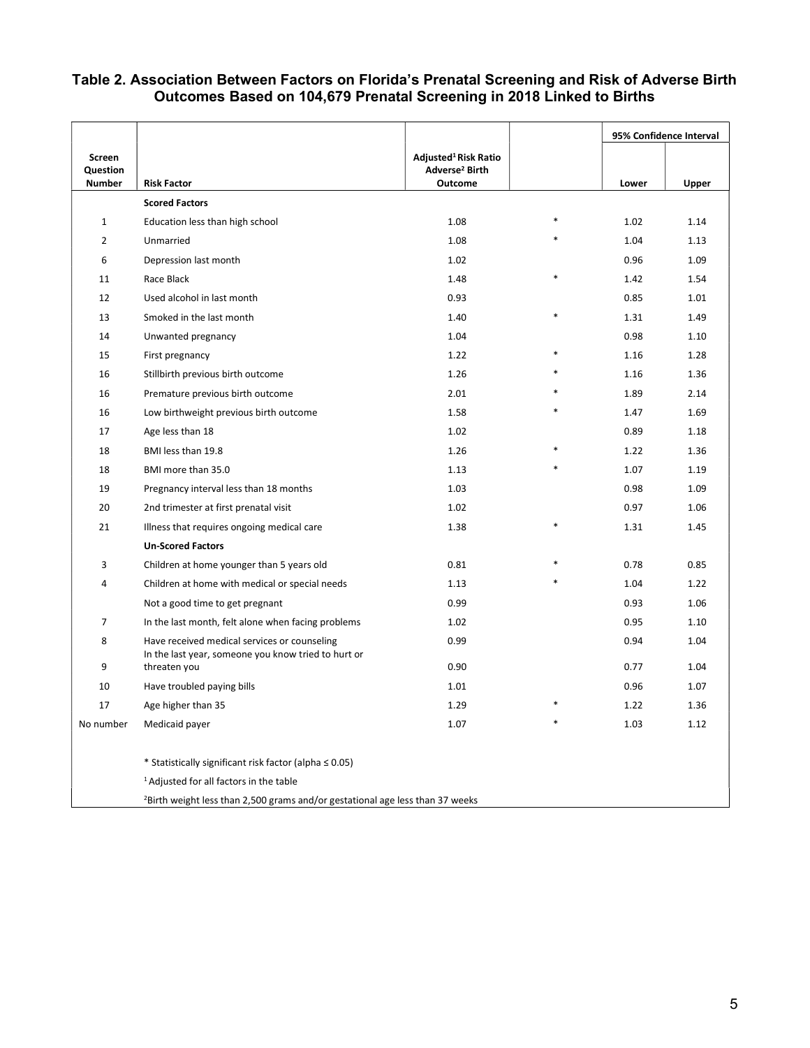## Table 2. Association Between Factors on Florida's Prenatal Screening and Risk of Adverse Birth Outcomes Based on 104,679 Prenatal Screening in 2018 Linked to Births

| Screen Question Number | Risk Factor | Adjusted[1] Risk Ratio Adverse[2] Birth Outcome | | 95% Confidence Interval | |
|---|---|---|---|---|---|
| | | | | Lower | Upper |
| | **Scored Factors** | | | | |
| 1 | Education less than high school | 1.08 | * | 1.02 | 1.14 |
| 2 | Unmarried | 1.08 | * | 1.04 | 1.13 |
| 6 | Depression last month | 1.02 | | 0.96 | 1.09 |
| 11 | Race Black | 1.48 | * | 1.42 | 1.54 |
| 12 | Used alcohol in last month | 0.93 | | 0.85 | 1.01 |
| 13 | Smoked in the last month | 1.40 | * | 1.31 | 1.49 |
| 14 | Unwanted pregnancy | 1.04 | | 0.98 | 1.10 |
| 15 | First pregnancy | 1.22 | * | 1.16 | 1.28 |
| 16 | Stillbirth previous birth outcome | 1.26 | * | 1.16 | 1.36 |
| 16 | Premature previous birth outcome | 2.01 | * | 1.89 | 2.14 |
| 16 | Low birthweight previous birth outcome | 1.58 | * | 1.47 | 1.69 |
| 17 | Age less than 18 | 1.02 | | 0.89 | 1.18 |
| 18 | BMI less than 19.8 | 1.26 | * | 1.22 | 1.36 |
| 18 | BMI more than 35.0 | 1.13 | * | 1.07 | 1.19 |
| 19 | Pregnancy interval less than 18 months | 1.03 | | 0.98 | 1.09 |
| 20 | 2nd trimester at first prenatal visit | 1.02 | | 0.97 | 1.06 |
| 21 | Illness that requires ongoing medical care | 1.38 | * | 1.31 | 1.45 |
| | **Un-Scored Factors** | | | | |
| 3 | Children at home younger than 5 years old | 0.81 | * | 0.78 | 0.85 |
| 4 | Children at home with medical or special needs | 1.13 | * | 1.04 | 1.22 |
| | Not a good time to get pregnant | 0.99 | | 0.93 | 1.06 |
| 7 | In the last month, felt alone when facing problems | 1.02 | | 0.95 | 1.10 |
| 8 | Have received medical services or counseling | 0.99 | | 0.94 | 1.04 |
| 9 | In the last year, someone you know tried to hurt or threaten you | 0.90 | | 0.77 | 1.04 |
| 10 | Have troubled paying bills | 1.01 | | 0.96 | 1.07 |
| 17 | Age higher than 35 | 1.29 | * | 1.22 | 1.36 |
| No number | Medicaid payer | 1.07 | * | 1.03 | 1.12 |

* Statistically significant risk factor (alpha ≤ 0.05)

[1] Adjusted for all factors in the table

[2] Birth weight less than 2,500 grams and/or gestational age less than 37 weeks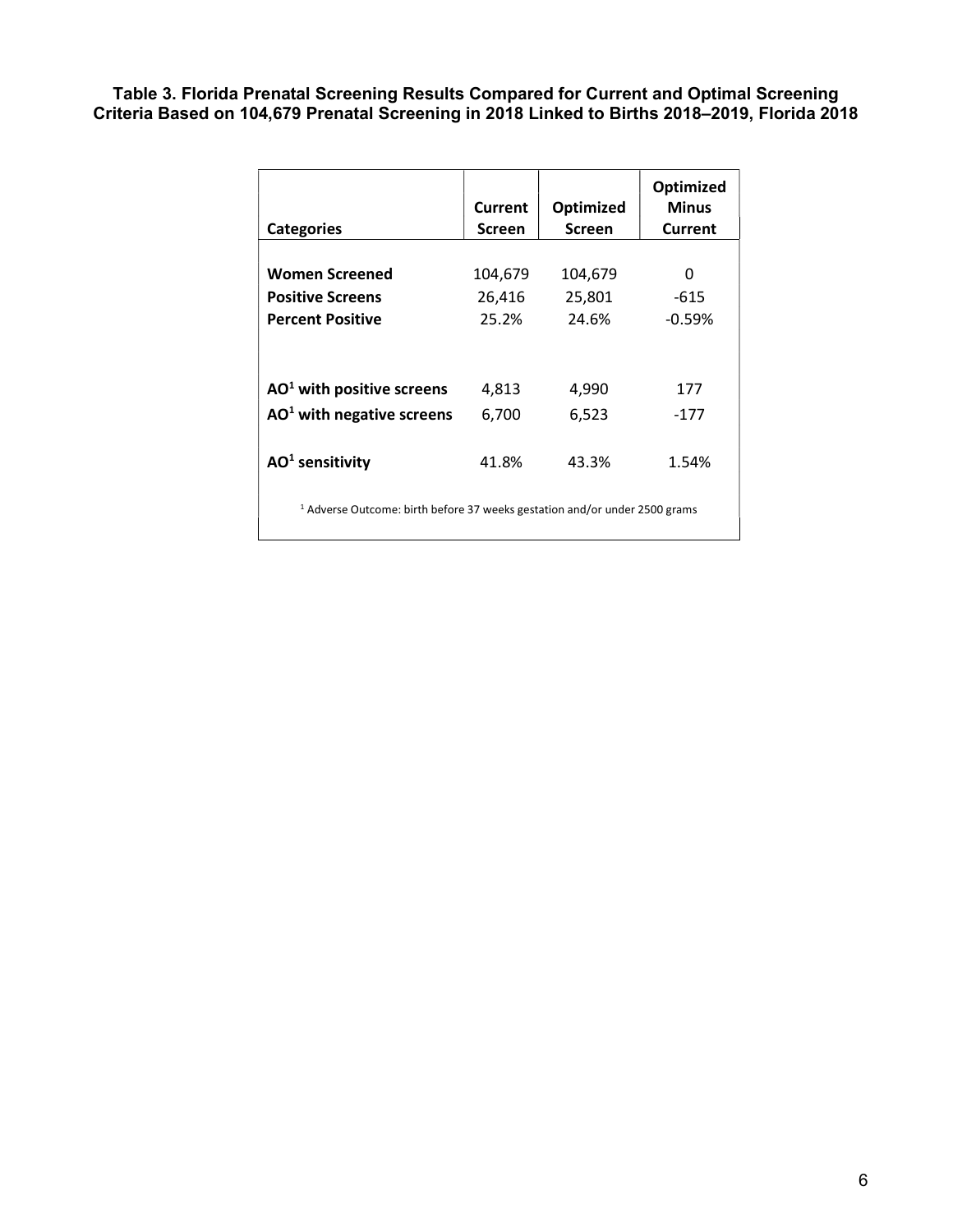**Table 3. Florida Prenatal Screening Results Compared for Current and Optimal Screening Criteria Based on 104,679 Prenatal Screening in 2018 Linked to Births 2018–2019, Florida 2018**

| Categories | Current Screen | Optimized Screen | Optimized Minus Current |
|---|---|---|---|
| **Women Screened** | 104,679 | 104,679 | 0 |
| **Positive Screens** | 26,416 | 25,801 | -615 |
| **Percent Positive** | 25.2% | 24.6% | -0.59% |
| **AO[1] with positive screens** | 4,813 | 4,990 | 177 |
| **AO[1] with negative screens** | 6,700 | 6,523 | -177 |
| **AO[1] sensitivity** | 41.8% | 43.3% | 1.54% |

[1] Adverse Outcome: birth before 37 weeks gestation and/or under 2500 grams